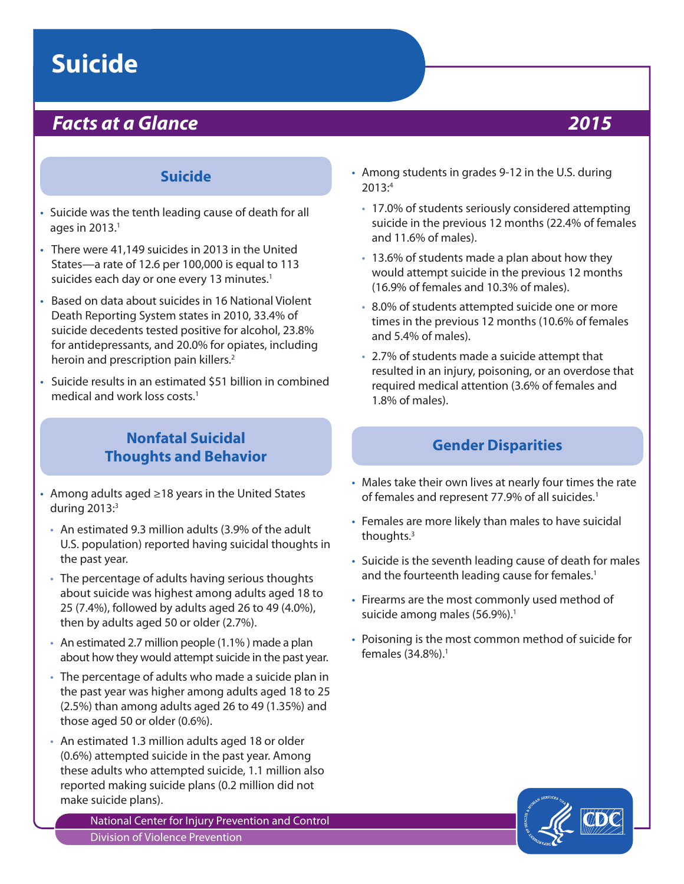# Suicide

## *Facts at a Glance* 2015

### Suicide

- Suicide was the tenth leading cause of death for all ages in 2013.[1]
- There were 41,149 suicides in 2013 in the United States—a rate of 12.6 per 100,000 is equal to 113 suicides each day or one every 13 minutes.[1]
- Based on data about suicides in 16 National Violent Death Reporting System states in 2010, 33.4% of suicide decedents tested positive for alcohol, 23.8% for antidepressants, and 20.0% for opiates, including heroin and prescription pain killers.[2]
- Suicide results in an estimated $51 billion in combined medical and work loss costs.[1]

### Nonfatal Suicidal Thoughts and Behavior

- Among adults aged ≥18 years in the United States during 2013:[3]
  - An estimated 9.3 million adults (3.9% of the adult U.S. population) reported having suicidal thoughts in the past year.
  - The percentage of adults having serious thoughts about suicide was highest among adults aged 18 to 25 (7.4%), followed by adults aged 26 to 49 (4.0%), then by adults aged 50 or older (2.7%).
  - An estimated 2.7 million people (1.1% ) made a plan about how they would attempt suicide in the past year.
  - The percentage of adults who made a suicide plan in the past year was higher among adults aged 18 to 25 (2.5%) than among adults aged 26 to 49 (1.35%) and those aged 50 or older (0.6%).
  - An estimated 1.3 million adults aged 18 or older (0.6%) attempted suicide in the past year. Among these adults who attempted suicide, 1.1 million also reported making suicide plans (0.2 million did not make suicide plans).
- Among students in grades 9-12 in the U.S. during 2013:[4]
  - 17.0% of students seriously considered attempting suicide in the previous 12 months (22.4% of females and 11.6% of males).
  - 13.6% of students made a plan about how they would attempt suicide in the previous 12 months (16.9% of females and 10.3% of males).
  - 8.0% of students attempted suicide one or more times in the previous 12 months (10.6% of females and 5.4% of males).
  - 2.7% of students made a suicide attempt that resulted in an injury, poisoning, or an overdose that required medical attention (3.6% of females and 1.8% of males).

### Gender Disparities

- Males take their own lives at nearly four times the rate of females and represent 77.9% of all suicides.[1]
- Females are more likely than males to have suicidal thoughts.[3]
- Suicide is the seventh leading cause of death for males and the fourteenth leading cause for females.[1]
- Firearms are the most commonly used method of suicide among males (56.9%).[1]
- Poisoning is the most common method of suicide for females (34.8%).[1]

National Center for Injury Prevention and Control
Division of Violence Prevention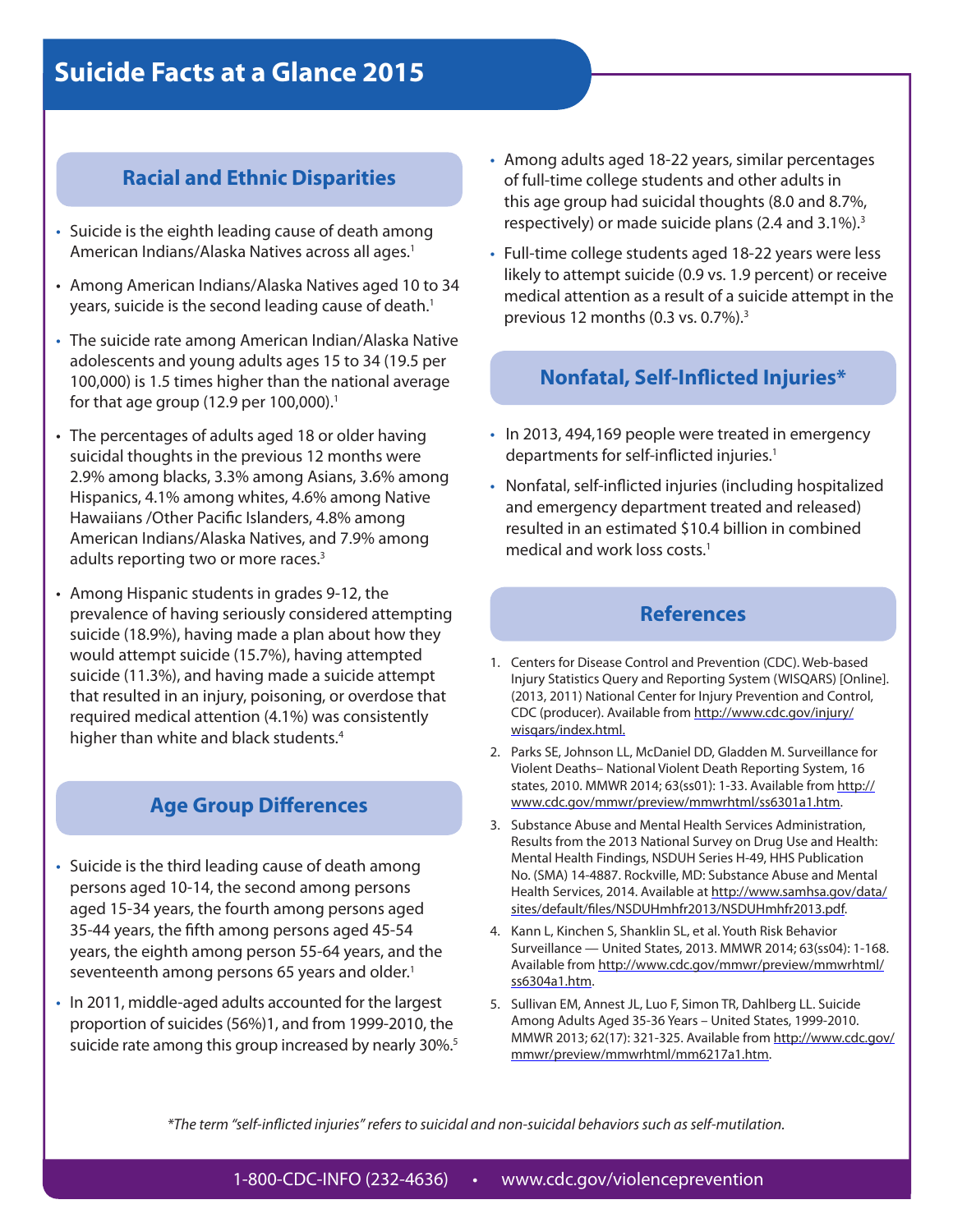# Suicide Facts at a Glance 2015

## Racial and Ethnic Disparities

- Suicide is the eighth leading cause of death among American Indians/Alaska Natives across all ages.[1]
- Among American Indians/Alaska Natives aged 10 to 34 years, suicide is the second leading cause of death.[1]
- The suicide rate among American Indian/Alaska Native adolescents and young adults ages 15 to 34 (19.5 per 100,000) is 1.5 times higher than the national average for that age group (12.9 per 100,000).[1]
- The percentages of adults aged 18 or older having suicidal thoughts in the previous 12 months were 2.9% among blacks, 3.3% among Asians, 3.6% among Hispanics, 4.1% among whites, 4.6% among Native Hawaiians /Other Pacific Islanders, 4.8% among American Indians/Alaska Natives, and 7.9% among adults reporting two or more races.[3]
- Among Hispanic students in grades 9-12, the prevalence of having seriously considered attempting suicide (18.9%), having made a plan about how they would attempt suicide (15.7%), having attempted suicide (11.3%), and having made a suicide attempt that resulted in an injury, poisoning, or overdose that required medical attention (4.1%) was consistently higher than white and black students.[4]

## Age Group Differences

- Suicide is the third leading cause of death among persons aged 10-14, the second among persons aged 15-34 years, the fourth among persons aged 35-44 years, the fifth among persons aged 45-54 years, the eighth among person 55-64 years, and the seventeenth among persons 65 years and older.[1]
- In 2011, middle-aged adults accounted for the largest proportion of suicides (56%)1, and from 1999-2010, the suicide rate among this group increased by nearly 30%.[5]
- Among adults aged 18-22 years, similar percentages of full-time college students and other adults in this age group had suicidal thoughts (8.0 and 8.7%, respectively) or made suicide plans (2.4 and 3.1%).[3]
- Full-time college students aged 18-22 years were less likely to attempt suicide (0.9 vs. 1.9 percent) or receive medical attention as a result of a suicide attempt in the previous 12 months (0.3 vs. 0.7%).[3]

## Nonfatal, Self-Inflicted Injuries*

- In 2013, 494,169 people were treated in emergency departments for self-inflicted injuries.[1]
- Nonfatal, self-inflicted injuries (including hospitalized and emergency department treated and released) resulted in an estimated $10.4 billion in combined medical and work loss costs.[1]

## References

1. Centers for Disease Control and Prevention (CDC). Web-based Injury Statistics Query and Reporting System (WISQARS) [Online]. (2013, 2011) National Center for Injury Prevention and Control, CDC (producer). Available from http://www.cdc.gov/injury/wisqars/index.html.
2. Parks SE, Johnson LL, McDaniel DD, Gladden M. Surveillance for Violent Deaths– National Violent Death Reporting System, 16 states, 2010. MMWR 2014; 63(ss01): 1-33. Available from http://www.cdc.gov/mmwr/preview/mmwrhtml/ss6301a1.htm.
3. Substance Abuse and Mental Health Services Administration, Results from the 2013 National Survey on Drug Use and Health: Mental Health Findings, NSDUH Series H-49, HHS Publication No. (SMA) 14-4887. Rockville, MD: Substance Abuse and Mental Health Services, 2014. Available at http://www.samhsa.gov/data/sites/default/files/NSDUHmhfr2013/NSDUHmhfr2013.pdf.
4. Kann L, Kinchen S, Shanklin SL, et al. Youth Risk Behavior Surveillance — United States, 2013. MMWR 2014; 63(ss04): 1-168. Available from http://www.cdc.gov/mmwr/preview/mmwrhtml/ss6304a1.htm.
5. Sullivan EM, Annest JL, Luo F, Simon TR, Dahlberg LL. Suicide Among Adults Aged 35-36 Years – United States, 1999-2010. MMWR 2013; 62(17): 321-325. Available from http://www.cdc.gov/mmwr/preview/mmwrhtml/mm6217a1.htm.

*\*The term "self-inflicted injuries" refers to suicidal and non-suicidal behaviors such as self-mutilation.*

1-800-CDC-INFO (232-4636) • www.cdc.gov/violenceprevention